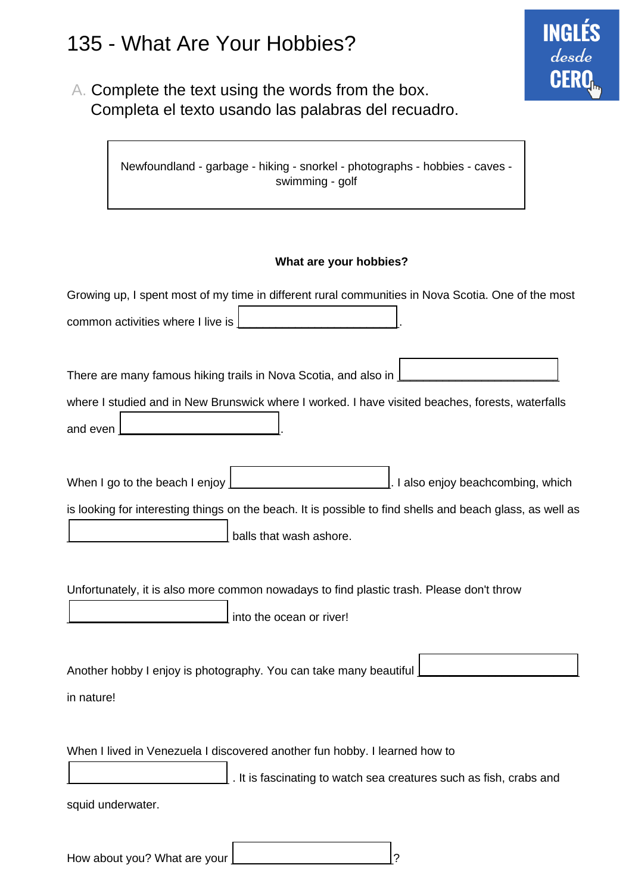# 135 - What Are Your Hobbies?

INGLÉS desde CERO

A. Complete the text using the words from the box.
Completa el texto usando las palabras del recuadro.

| Newfoundland - garbage - hiking - snorkel - photographs - hobbies - caves - swimming - golf |
|---|

**What are your hobbies?**

Growing up, I spent most of my time in different rural communities in Nova Scotia. One of the most common activities where I live is \_\_\_\_\_\_\_\_\_\_\_\_\_\_\_\_.

There are many famous hiking trails in Nova Scotia, and also in \_\_\_\_\_\_\_\_\_\_\_\_\_\_\_\_ where I studied and in New Brunswick where I worked. I have visited beaches, forests, waterfalls and even \_\_\_\_\_\_\_\_\_\_\_\_\_\_\_\_.

When I go to the beach I enjoy \_\_\_\_\_\_\_\_\_\_\_\_\_\_\_\_. I also enjoy beachcombing, which is looking for interesting things on the beach. It is possible to find shells and beach glass, as well as \_\_\_\_\_\_\_\_\_\_\_\_\_\_\_\_ balls that wash ashore.

Unfortunately, it is also more common nowadays to find plastic trash. Please don't throw \_\_\_\_\_\_\_\_\_\_\_\_\_\_\_\_ into the ocean or river!

Another hobby I enjoy is photography. You can take many beautiful \_\_\_\_\_\_\_\_\_\_\_\_\_\_\_\_ in nature!

When I lived in Venezuela I discovered another fun hobby. I learned how to \_\_\_\_\_\_\_\_\_\_\_\_\_\_\_\_. It is fascinating to watch sea creatures such as fish, crabs and squid underwater.

How about you? What are your \_\_\_\_\_\_\_\_\_\_\_\_\_\_\_\_?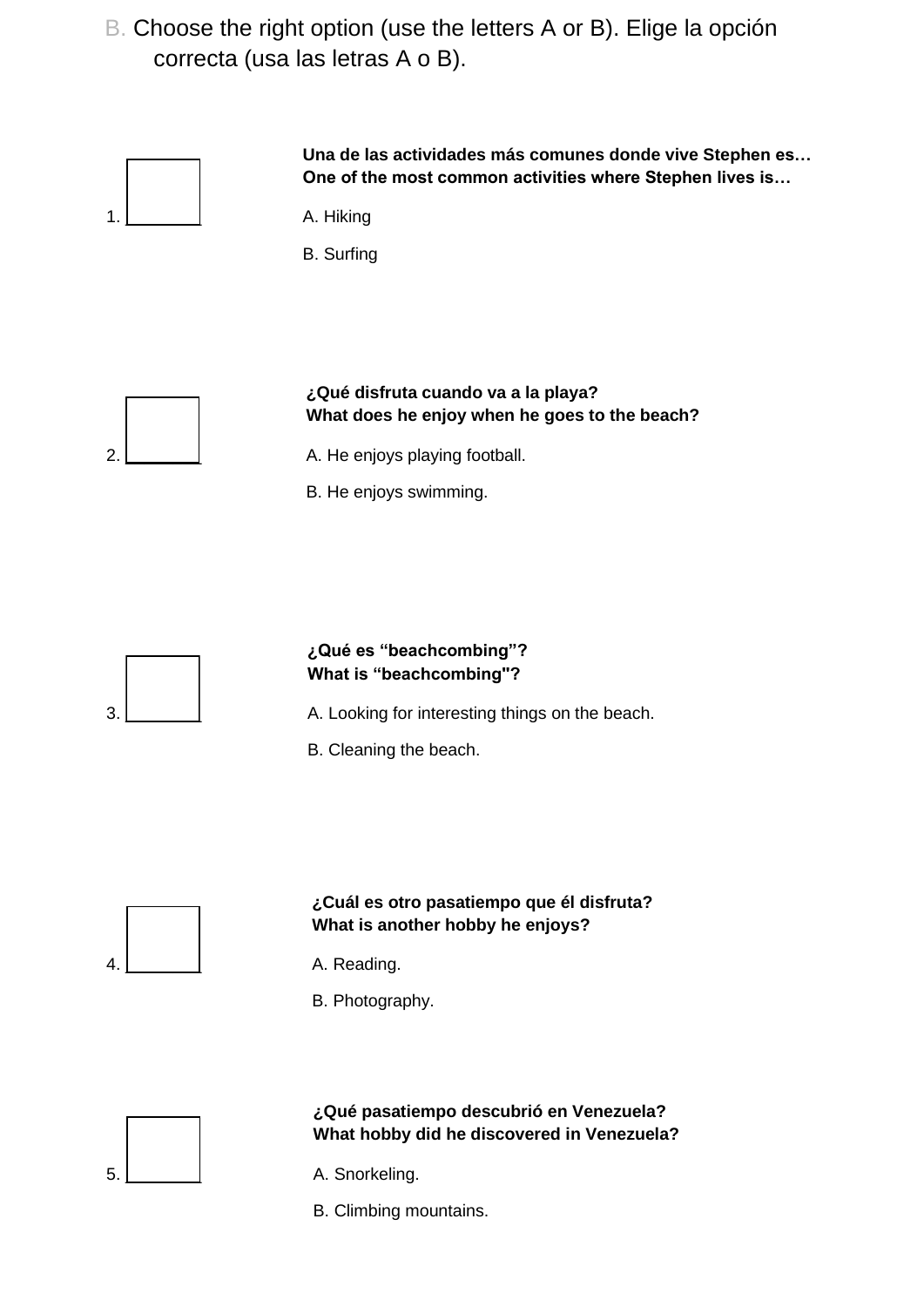B. Choose the right option (use the letters A or B). Elige la opción correcta (usa las letras A o B).

1. ☐

**Una de las actividades más comunes donde vive Stephen es…**
**One of the most common activities where Stephen lives is…**

A. Hiking

B. Surfing

2. ☐

**¿Qué disfruta cuando va a la playa?**
**What does he enjoy when he goes to the beach?**

A. He enjoys playing football.

B. He enjoys swimming.

3. ☐

**¿Qué es "beachcombing"?**
**What is "beachcombing"?**

A. Looking for interesting things on the beach.

B. Cleaning the beach.

4. ☐

**¿Cuál es otro pasatiempo que él disfruta?**
**What is another hobby he enjoys?**

A. Reading.

B. Photography.

5. ☐

**¿Qué pasatiempo descubrió en Venezuela?**
**What hobby did he discovered in Venezuela?**

A. Snorkeling.

B. Climbing mountains.